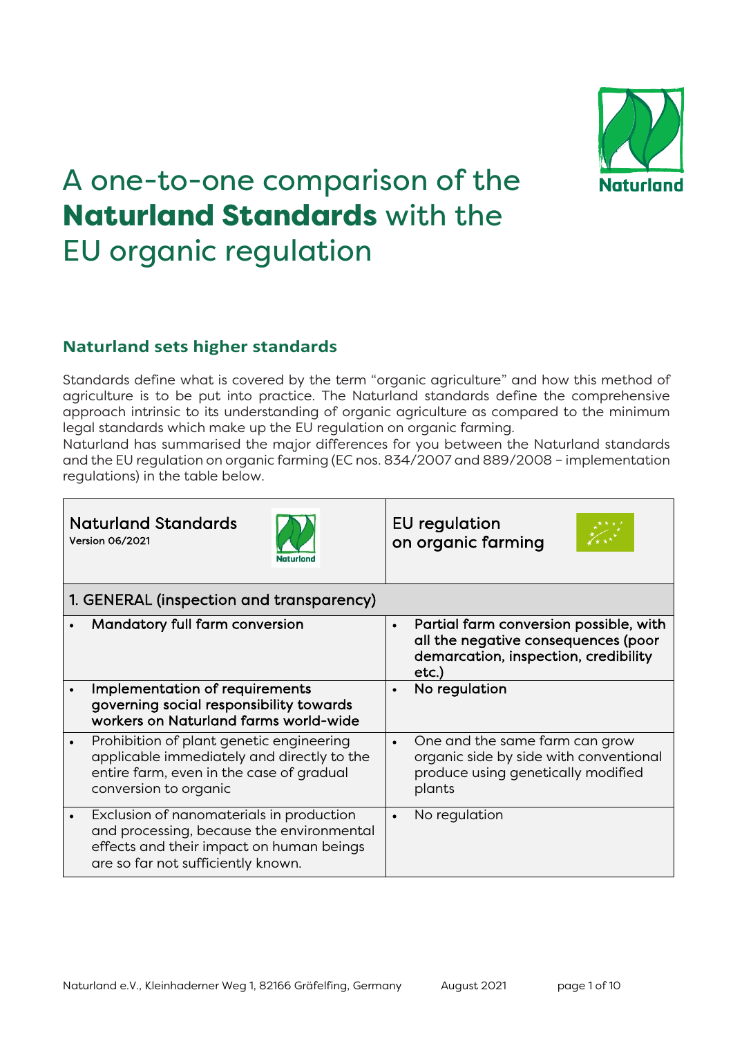# A one-to-one comparison of the **Naturland Standards** with the EU organic regulation

## Naturland sets higher standards

Standards define what is covered by the term "organic agriculture" and how this method of agriculture is to be put into practice. The Naturland standards define the comprehensive approach intrinsic to its understanding of organic agriculture as compared to the minimum legal standards which make up the EU regulation on organic farming.
Naturland has summarised the major differences for you between the Naturland standards and the EU regulation on organic farming (EC nos. 834/2007 and 889/2008 – implementation regulations) in the table below.

| Naturland Standards<br>Version 06/2021 | EU regulation on organic farming |
|---|---|
| **1. GENERAL (inspection and transparency)** | |
| • **Mandatory full farm conversion** | • **Partial farm conversion possible, with all the negative consequences (poor demarcation, inspection, credibility etc.)** |
| • **Implementation of requirements governing social responsibility towards workers on Naturland farms world-wide** | • **No regulation** |
| • Prohibition of plant genetic engineering applicable immediately and directly to the entire farm, even in the case of gradual conversion to organic | • One and the same farm can grow organic side by side with conventional produce using genetically modified plants |
| • Exclusion of nanomaterials in production and processing, because the environmental effects and their impact on human beings are so far not sufficiently known. | • No regulation |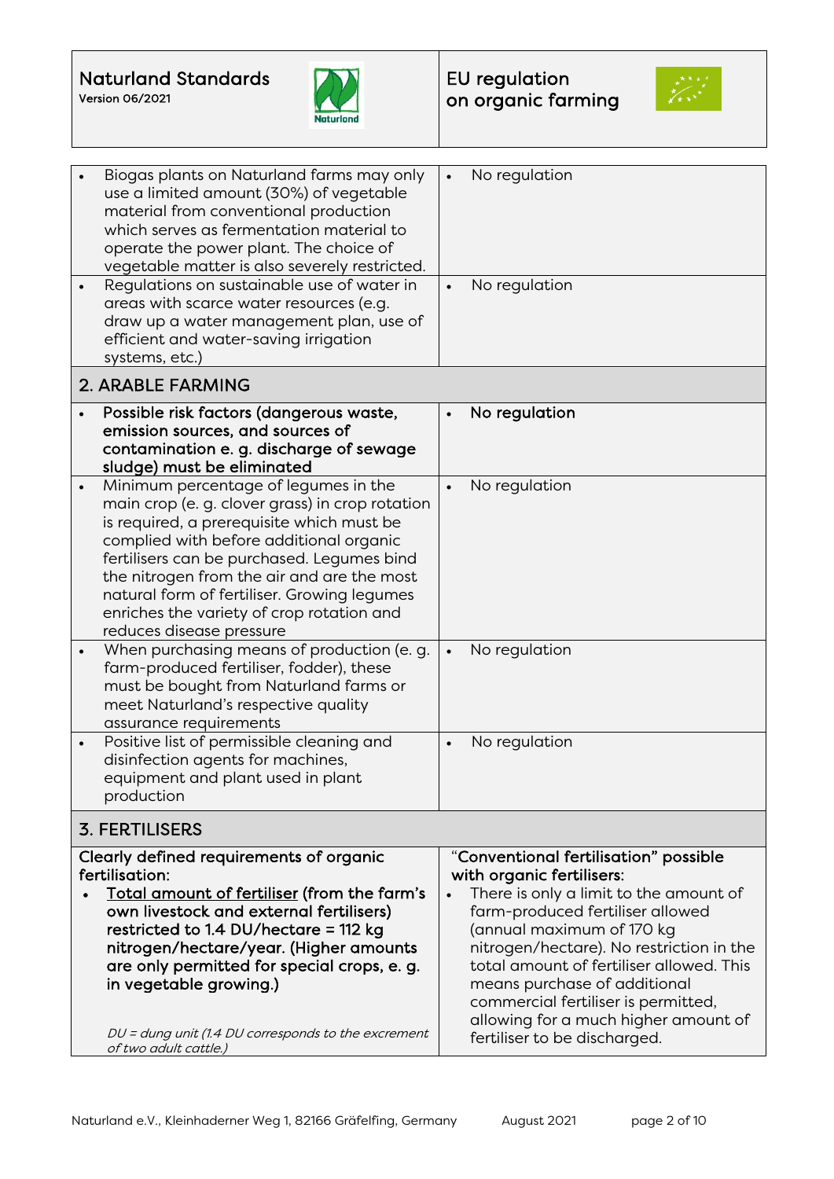| Naturland Standards<br>Version 06/2021 | EU regulation on organic farming |
|---|---|
| • Biogas plants on Naturland farms may only use a limited amount (30%) of vegetable material from conventional production which serves as fermentation material to operate the power plant. The choice of vegetable matter is also severely restricted. | • No regulation |
| • Regulations on sustainable use of water in areas with scarce water resources (e.g. draw up a water management plan, use of efficient and water-saving irrigation systems, etc.) | • No regulation |
| **2. ARABLE FARMING** | |
| • **Possible risk factors (dangerous waste, emission sources, and sources of contamination e. g. discharge of sewage sludge) must be eliminated** | • **No regulation** |
| • Minimum percentage of legumes in the main crop (e. g. clover grass) in crop rotation is required, a prerequisite which must be complied with before additional organic fertilisers can be purchased. Legumes bind the nitrogen from the air and are the most natural form of fertiliser. Growing legumes enriches the variety of crop rotation and reduces disease pressure | • No regulation |
| • When purchasing means of production (e. g. farm-produced fertiliser, fodder), these must be bought from Naturland farms or meet Naturland's respective quality assurance requirements | • No regulation |
| • Positive list of permissible cleaning and disinfection agents for machines, equipment and plant used in plant production | • No regulation |
| **3. FERTILISERS** | |
| **Clearly defined requirements of organic fertilisation:**<br>• **<u>Total amount of fertiliser</u> (from the farm's own livestock and external fertilisers) restricted to 1.4 DU/hectare = 112 kg nitrogen/hectare/year. (Higher amounts are only permitted for special crops, e. g. in vegetable growing.)**<br><br>*DU = dung unit (1.4 DU corresponds to the excrement of two adult cattle.)* | **"Conventional fertilisation" possible with organic fertilisers:**<br>• There is only a limit to the amount of farm-produced fertiliser allowed (annual maximum of 170 kg nitrogen/hectare). No restriction in the total amount of fertiliser allowed. This means purchase of additional commercial fertiliser is permitted, allowing for a much higher amount of fertiliser to be discharged. |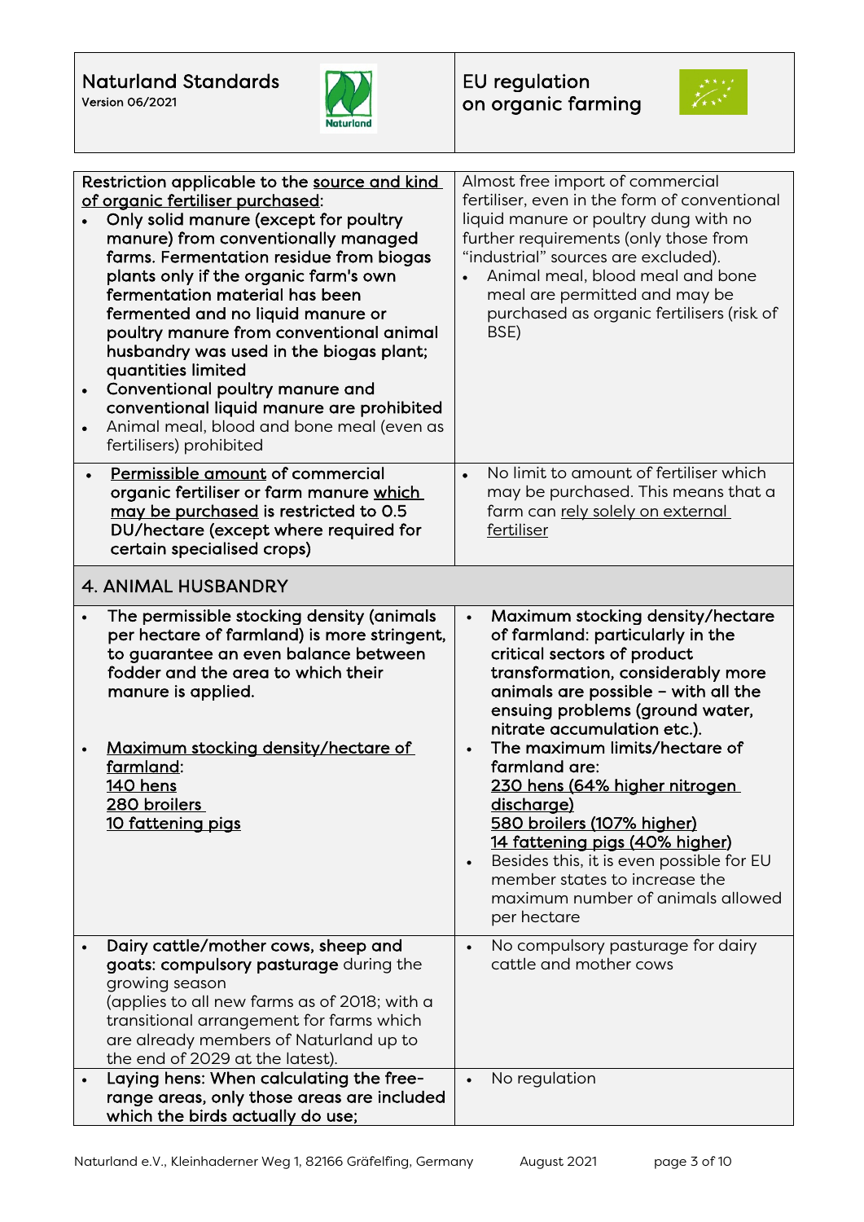| Naturland Standards Version 06/2021 | EU regulation on organic farming |
| --- | --- |
| Restriction applicable to the <u>source and kind of organic fertiliser purchased</u>:<br>• Only solid manure (except for poultry manure) from conventionally managed farms. Fermentation residue from biogas plants only if the organic farm's own fermentation material has been fermented and no liquid manure or poultry manure from conventional animal husbandry was used in the biogas plant; quantities limited<br>• Conventional poultry manure and conventional liquid manure are prohibited<br>• Animal meal, blood and bone meal (even as fertilisers) prohibited | Almost free import of commercial fertiliser, even in the form of conventional liquid manure or poultry dung with no further requirements (only those from "industrial" sources are excluded).<br>• Animal meal, blood meal and bone meal are permitted and may be purchased as organic fertilisers (risk of BSE) |
| • <u>Permissible amount</u> of commercial organic fertiliser or farm manure <u>which may be purchased</u> is restricted to 0.5 DU/hectare (except where required for certain specialised crops) | • No limit to amount of fertiliser which may be purchased. This means that a farm can <u>rely solely on external fertiliser</u> |
| **4. ANIMAL HUSBANDRY** | |
| • The permissible stocking density (animals per hectare of farmland) is more stringent, to guarantee an even balance between fodder and the area to which their manure is applied.<br><br>• <u>Maximum stocking density/hectare of farmland</u>:<br><u>140 hens</u><br><u>280 broilers</u><br><u>10 fattening pigs</u> | • Maximum stocking density/hectare of farmland: particularly in the critical sectors of product transformation, considerably more animals are possible – with all the ensuing problems (ground water, nitrate accumulation etc.).<br>• The maximum limits/hectare of farmland are:<br><u>230 hens (64% higher nitrogen discharge)</u><br><u>580 broilers (107% higher)</u><br><u>14 fattening pigs (40% higher)</u><br>• Besides this, it is even possible for EU member states to increase the maximum number of animals allowed per hectare |
| • Dairy cattle/mother cows, sheep and goats: compulsory pasturage during the growing season (applies to all new farms as of 2018; with a transitional arrangement for farms which are already members of Naturland up to the end of 2029 at the latest). | • No compulsory pasturage for dairy cattle and mother cows |
| • Laying hens: When calculating the free-range areas, only those areas are included which the birds actually do use; | • No regulation |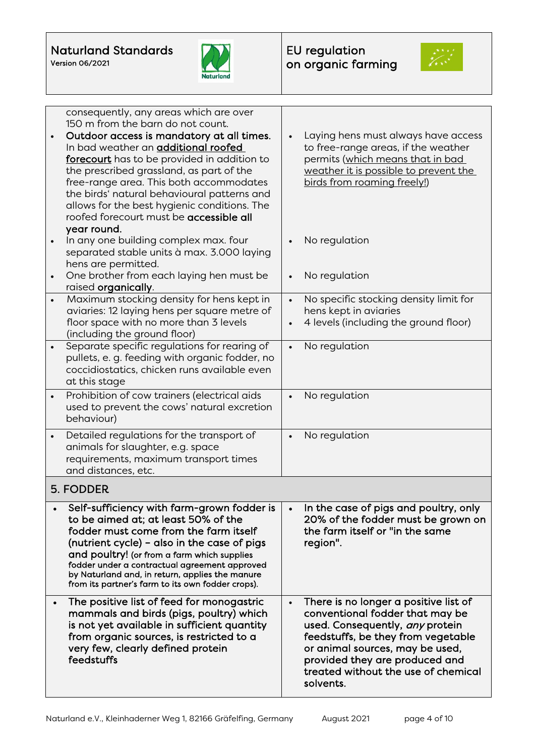| Naturland Standards Version 06/2021 | EU regulation on organic farming |
|---|---|
| consequently, any areas which are over 150 m from the barn do not count. | |
| • **Outdoor access is mandatory at all times.** In bad weather an **additional roofed forecourt** has to be provided in addition to the prescribed grassland, as part of the free-range area. This both accommodates the birds' natural behavioural patterns and allows for the best hygienic conditions. The roofed forecourt must be **accessible all year round.** | • Laying hens must always have access to free-range areas, if the weather permits (which means that in bad weather it is possible to prevent the birds from roaming freely!) |
| • In any one building complex max. four separated stable units à max. 3.000 laying hens are permitted. | • No regulation |
| • One brother from each laying hen must be raised **organically**. | • No regulation |
| • Maximum stocking density for hens kept in aviaries: 12 laying hens per square metre of floor space with no more than 3 levels (including the ground floor) | • No specific stocking density limit for hens kept in aviaries<br>• 4 levels (including the ground floor) |
| • Separate specific regulations for rearing of pullets, e. g. feeding with organic fodder, no coccidiostatics, chicken runs available even at this stage | • No regulation |
| • Prohibition of cow trainers (electrical aids used to prevent the cows' natural excretion behaviour) | • No regulation |
| • Detailed regulations for the transport of animals for slaughter, e.g. space requirements, maximum transport times and distances, etc. | • No regulation |
| **5. FODDER** | |
| • **Self-sufficiency with farm-grown fodder is to be aimed at; at least 50% of the fodder must come from the farm itself (nutrient cycle) – also in the case of pigs and poultry!** (or from a farm which supplies fodder under a contractual agreement approved by Naturland and, in return, applies the manure from its partner's farm to its own fodder crops). | • **In the case of pigs and poultry, only 20% of the fodder must be grown on the farm itself or "in the same region".** |
| • **The positive list of feed for monogastric mammals and birds (pigs, poultry) which is not yet available in sufficient quantity from organic sources, is restricted to a very few, clearly defined protein feedstuffs** | • **There is no longer a positive list of conventional fodder that may be used. Consequently, *any* protein feedstuffs, be they from vegetable or animal sources, may be used, provided they are produced and treated without the use of chemical solvents.** |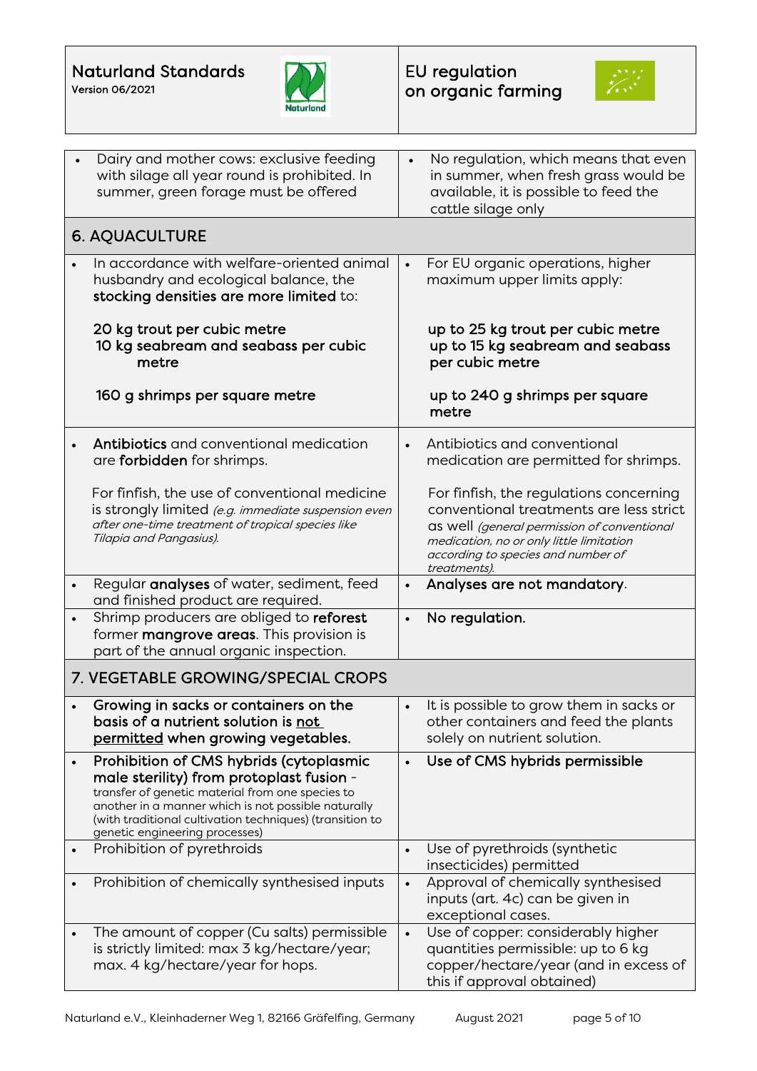| Naturland Standards Version 06/2021 | EU regulation on organic farming |
|---|---|
| • Dairy and mother cows: exclusive feeding with silage all year round is prohibited. In summer, green forage must be offered | • No regulation, which means that even in summer, when fresh grass would be available, it is possible to feed the cattle silage only |
| **6. AQUACULTURE** | |
| • In accordance with welfare-oriented animal husbandry and ecological balance, the **stocking densities are more limited** to:<br><br>**20 kg trout per cubic metre**<br>**10 kg seabream and seabass per cubic metre**<br><br>**160 g shrimps per square metre** | • For EU organic operations, higher maximum upper limits apply:<br><br>**up to 25 kg trout per cubic metre**<br>**up to 15 kg seabream and seabass per cubic metre**<br><br>**up to 240 g shrimps per square metre** |
| • **Antibiotics** and conventional medication are **forbidden** for shrimps.<br><br>For finfish, the use of conventional medicine is strongly limited *(e.g. immediate suspension even after one-time treatment of tropical species like Tilapia and Pangasius).* | • Antibiotics and conventional medication are permitted for shrimps.<br><br>For finfish, the regulations concerning conventional treatments are less strict as well *(general permission of conventional medication, no or only little limitation according to species and number of treatments).* |
| • Regular **analyses** of water, sediment, feed and finished product are required. | • **Analyses are not mandatory**. |
| • Shrimp producers are obliged to **reforest** former **mangrove areas**. This provision is part of the annual organic inspection. | • **No regulation.** |
| **7. VEGETABLE GROWING/SPECIAL CROPS** | |
| • **Growing in sacks or containers on the basis of a nutrient solution is <u>not permitted</u> when growing vegetables.** | • It is possible to grow them in sacks or other containers and feed the plants solely on nutrient solution. |
| • **Prohibition of CMS hybrids (cytoplasmic male sterility) from protoplast fusion** - transfer of genetic material from one species to another in a manner which is not possible naturally (with traditional cultivation techniques) (transition to genetic engineering processes) | • **Use of CMS hybrids permissible** |
| • Prohibition of pyrethroids | • Use of pyrethroids (synthetic insecticides) permitted |
| • Prohibition of chemically synthesised inputs | • Approval of chemically synthesised inputs (art. 4c) can be given in exceptional cases. |
| • The amount of copper (Cu salts) permissible is strictly limited: max 3 kg/hectare/year; max. 4 kg/hectare/year for hops. | • Use of copper: considerably higher quantities permissible: up to 6 kg copper/hectare/year (and in excess of this if approval obtained) |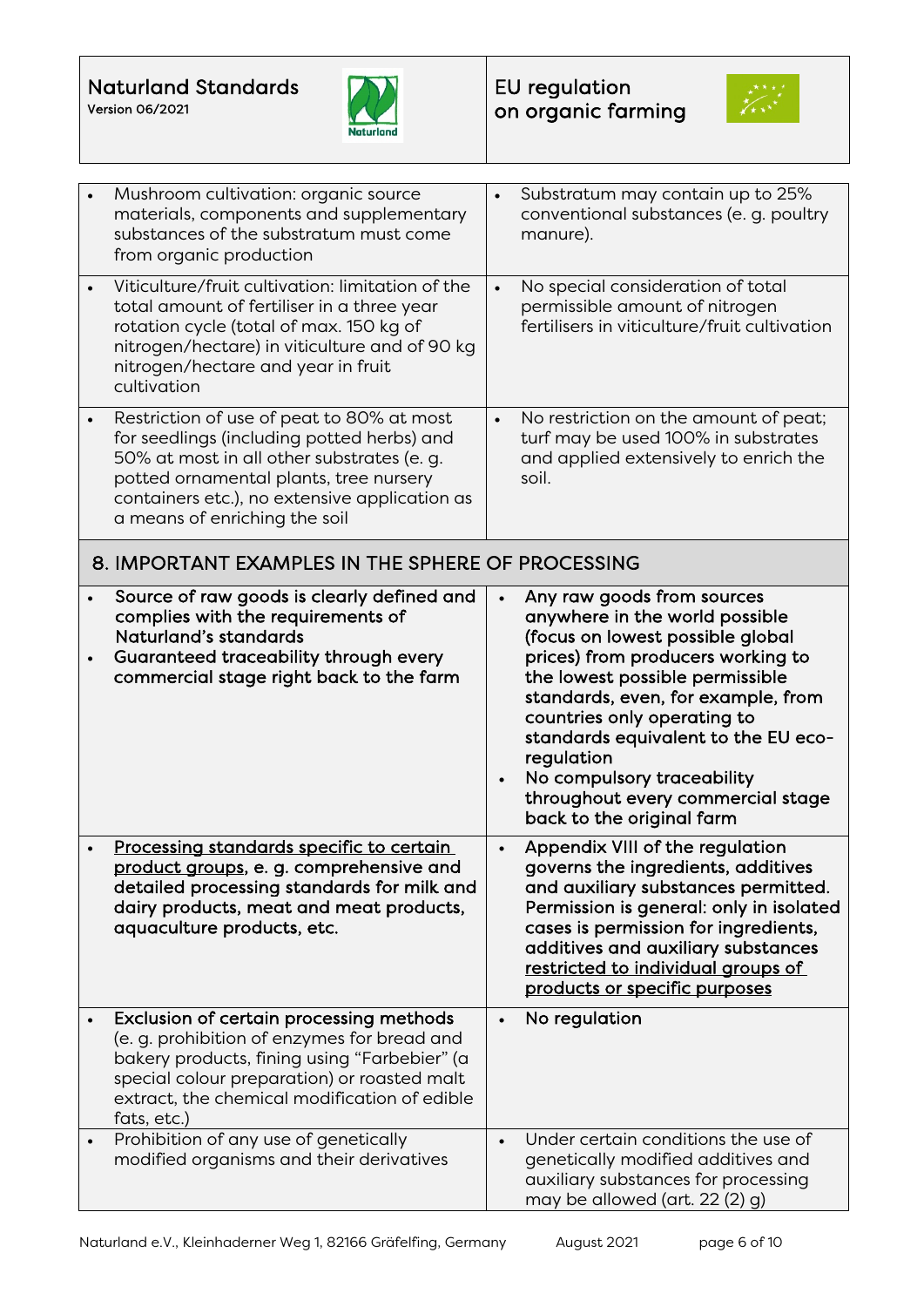| Naturland Standards<br>Version 06/2021 | EU regulation<br>on organic farming |
|---|---|
| • Mushroom cultivation: organic source materials, components and supplementary substances of the substratum must come from organic production | • Substratum may contain up to 25% conventional substances (e. g. poultry manure). |
| • Viticulture/fruit cultivation: limitation of the total amount of fertiliser in a three year rotation cycle (total of max. 150 kg of nitrogen/hectare) in viticulture and of 90 kg nitrogen/hectare and year in fruit cultivation | • No special consideration of total permissible amount of nitrogen fertilisers in viticulture/fruit cultivation |
| • Restriction of use of peat to 80% at most for seedlings (including potted herbs) and 50% at most in all other substrates (e. g. potted ornamental plants, tree nursery containers etc.), no extensive application as a means of enriching the soil | • No restriction on the amount of peat; turf may be used 100% in substrates and applied extensively to enrich the soil. |

## 8. IMPORTANT EXAMPLES IN THE SPHERE OF PROCESSING

| Naturland Standards | EU regulation on organic farming |
|---|---|
| • **Source of raw goods is clearly defined and complies with the requirements of Naturland's standards**<br>• **Guaranteed traceability through every commercial stage right back to the farm** | • **Any raw goods from sources anywhere in the world possible (focus on lowest possible global prices) from producers working to the lowest possible permissible standards, even, for example, from countries only operating to standards equivalent to the EU eco-regulation**<br>• **No compulsory traceability throughout every commercial stage back to the original farm** |
| • **Processing standards specific to certain product groups, e. g. comprehensive and detailed processing standards for milk and dairy products, meat and meat products, aquaculture products, etc.** | • **Appendix VIII of the regulation governs the ingredients, additives and auxiliary substances permitted. Permission is general: only in isolated cases is permission for ingredients, additives and auxiliary substances restricted to individual groups of products or specific purposes** |
| • **Exclusion of certain processing methods** (e. g. prohibition of enzymes for bread and bakery products, fining using "Farbebier" (a special colour preparation) or roasted malt extract, the chemical modification of edible fats, etc.) | • **No regulation** |
| • Prohibition of any use of genetically modified organisms and their derivatives | • Under certain conditions the use of genetically modified additives and auxiliary substances for processing may be allowed (art. 22 (2) g) |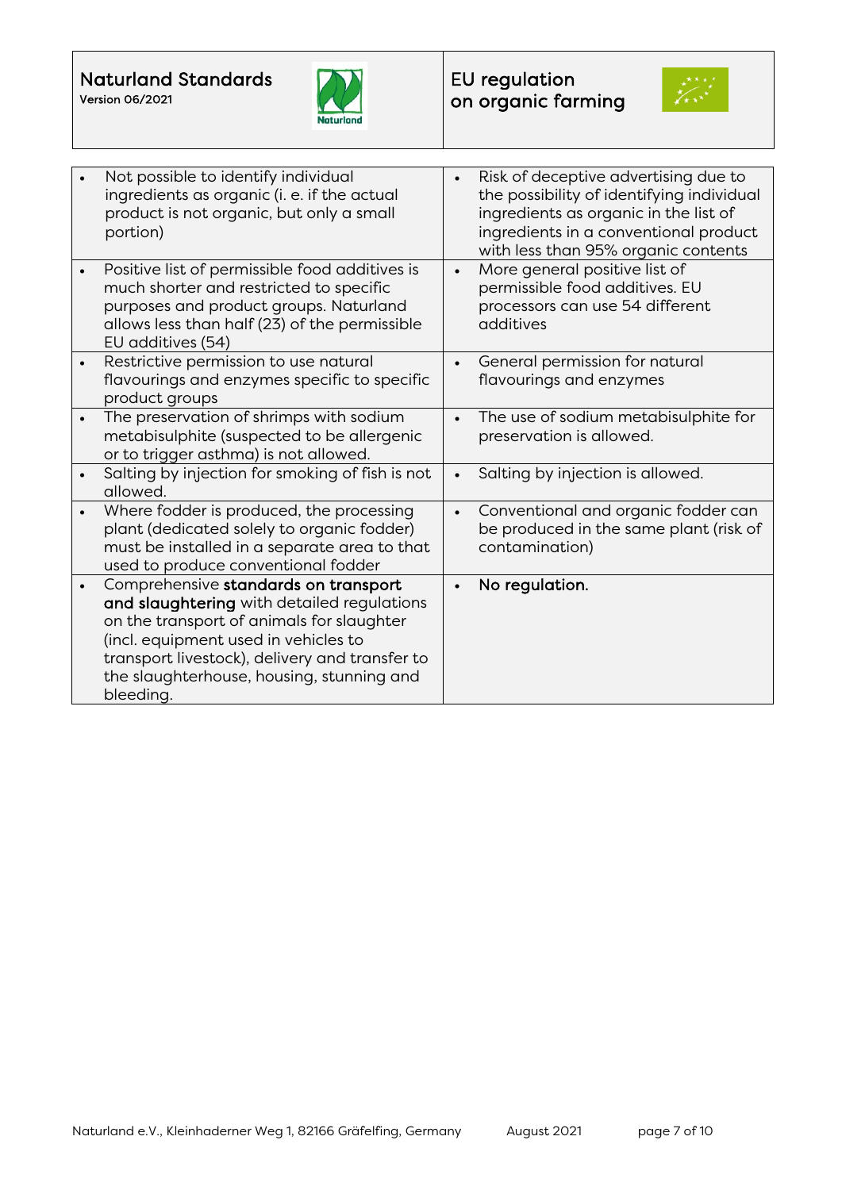| Naturland Standards<br>Version 06/2021 | EU regulation on organic farming |
|---|---|
| • Not possible to identify individual ingredients as organic (i. e. if the actual product is not organic, but only a small portion) | • Risk of deceptive advertising due to the possibility of identifying individual ingredients as organic in the list of ingredients in a conventional product with less than 95% organic contents |
| • Positive list of permissible food additives is much shorter and restricted to specific purposes and product groups. Naturland allows less than half (23) of the permissible EU additives (54) | • More general positive list of permissible food additives. EU processors can use 54 different additives |
| • Restrictive permission to use natural flavourings and enzymes specific to specific product groups | • General permission for natural flavourings and enzymes |
| • The preservation of shrimps with sodium metabisulphite (suspected to be allergenic or to trigger asthma) is not allowed. | • The use of sodium metabisulphite for preservation is allowed. |
| • Salting by injection for smoking of fish is not allowed. | • Salting by injection is allowed. |
| • Where fodder is produced, the processing plant (dedicated solely to organic fodder) must be installed in a separate area to that used to produce conventional fodder | • Conventional and organic fodder can be produced in the same plant (risk of contamination) |
| • Comprehensive **standards on transport and slaughtering** with detailed regulations on the transport of animals for slaughter (incl. equipment used in vehicles to transport livestock), delivery and transfer to the slaughterhouse, housing, stunning and bleeding. | • **No regulation.** |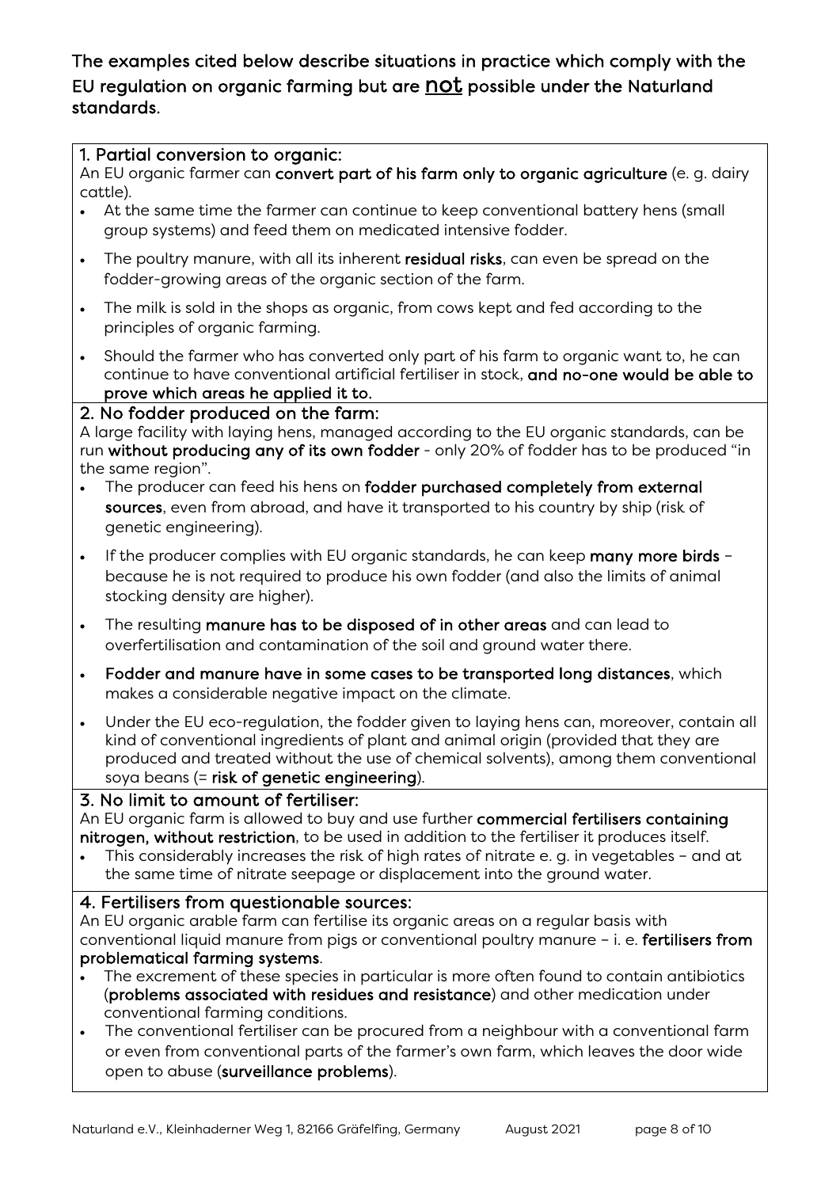## The examples cited below describe situations in practice which comply with the EU regulation on organic farming but are not possible under the Naturland standards.

### 1. Partial conversion to organic:

An EU organic farmer can **convert part of his farm only to organic agriculture** (e. g. dairy cattle).

- At the same time the farmer can continue to keep conventional battery hens (small group systems) and feed them on medicated intensive fodder.
- The poultry manure, with all its inherent **residual risks**, can even be spread on the fodder-growing areas of the organic section of the farm.
- The milk is sold in the shops as organic, from cows kept and fed according to the principles of organic farming.
- Should the farmer who has converted only part of his farm to organic want to, he can continue to have conventional artificial fertiliser in stock, **and no-one would be able to prove which areas he applied it to.**

### 2. No fodder produced on the farm:

A large facility with laying hens, managed according to the EU organic standards, can be run **without producing any of its own fodder** - only 20% of fodder has to be produced "in the same region".

- The producer can feed his hens on **fodder purchased completely from external sources**, even from abroad, and have it transported to his country by ship (risk of genetic engineering).
- If the producer complies with EU organic standards, he can keep **many more birds** – because he is not required to produce his own fodder (and also the limits of animal stocking density are higher).
- The resulting **manure has to be disposed of in other areas** and can lead to overfertilisation and contamination of the soil and ground water there.
- **Fodder and manure have in some cases to be transported long distances**, which makes a considerable negative impact on the climate.
- Under the EU eco-regulation, the fodder given to laying hens can, moreover, contain all kind of conventional ingredients of plant and animal origin (provided that they are produced and treated without the use of chemical solvents), among them conventional soya beans (= **risk of genetic engineering**).

### 3. No limit to amount of fertiliser:

An EU organic farm is allowed to buy and use further **commercial fertilisers containing nitrogen, without restriction**, to be used in addition to the fertiliser it produces itself.

- This considerably increases the risk of high rates of nitrate e. g. in vegetables – and at the same time of nitrate seepage or displacement into the ground water.

### 4. Fertilisers from questionable sources:

An EU organic arable farm can fertilise its organic areas on a regular basis with conventional liquid manure from pigs or conventional poultry manure – i. e. **fertilisers from problematical farming systems**.

- The excrement of these species in particular is more often found to contain antibiotics (**problems associated with residues and resistance**) and other medication under conventional farming conditions.
- The conventional fertiliser can be procured from a neighbour with a conventional farm or even from conventional parts of the farmer's own farm, which leaves the door wide open to abuse (**surveillance problems**).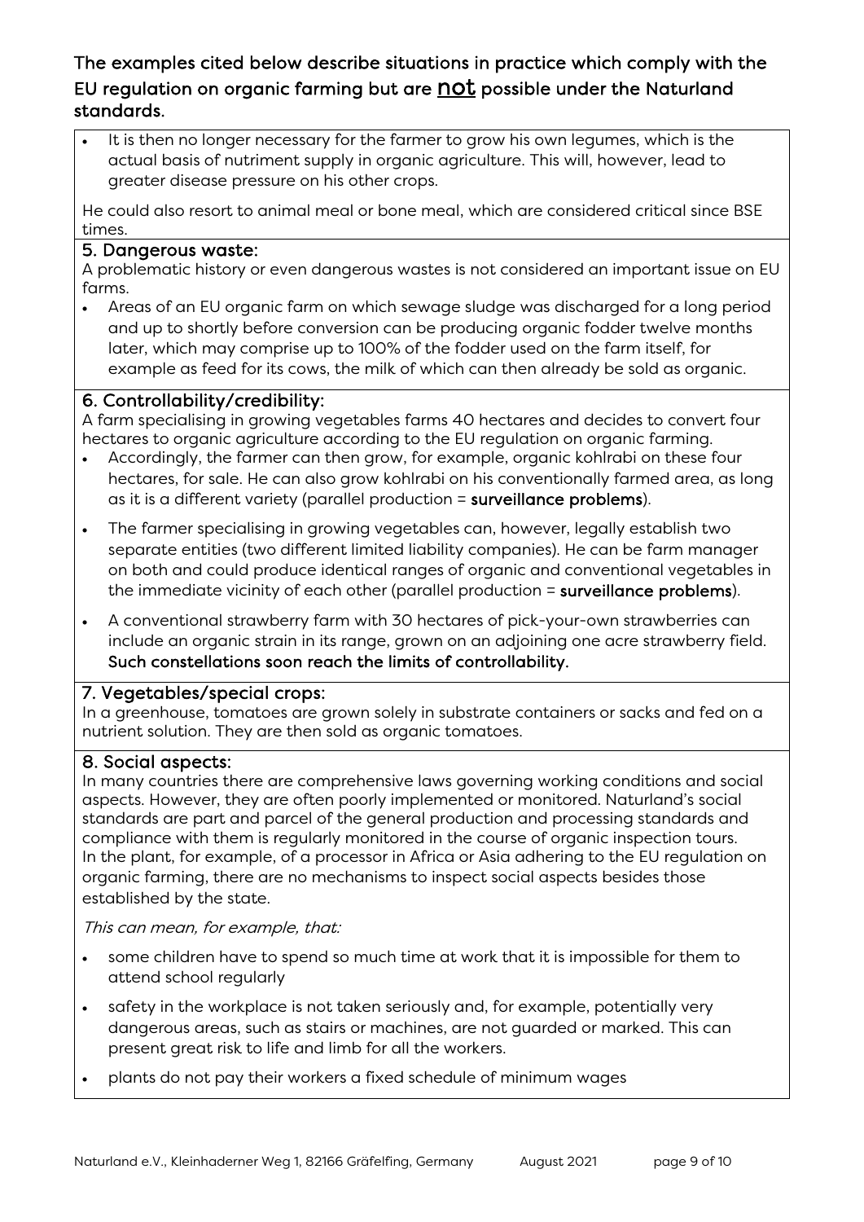## The examples cited below describe situations in practice which comply with the EU regulation on organic farming but are **not** possible under the Naturland standards.

- It is then no longer necessary for the farmer to grow his own legumes, which is the actual basis of nutriment supply in organic agriculture. This will, however, lead to greater disease pressure on his other crops.

He could also resort to animal meal or bone meal, which are considered critical since BSE times.

### 5. Dangerous waste:

A problematic history or even dangerous wastes is not considered an important issue on EU farms.

- Areas of an EU organic farm on which sewage sludge was discharged for a long period and up to shortly before conversion can be producing organic fodder twelve months later, which may comprise up to 100% of the fodder used on the farm itself, for example as feed for its cows, the milk of which can then already be sold as organic.

### 6. Controllability/credibility:

A farm specialising in growing vegetables farms 40 hectares and decides to convert four hectares to organic agriculture according to the EU regulation on organic farming.

- Accordingly, the farmer can then grow, for example, organic kohlrabi on these four hectares, for sale. He can also grow kohlrabi on his conventionally farmed area, as long as it is a different variety (parallel production = **surveillance problems**).
- The farmer specialising in growing vegetables can, however, legally establish two separate entities (two different limited liability companies). He can be farm manager on both and could produce identical ranges of organic and conventional vegetables in the immediate vicinity of each other (parallel production = **surveillance problems**).
- A conventional strawberry farm with 30 hectares of pick-your-own strawberries can include an organic strain in its range, grown on an adjoining one acre strawberry field. **Such constellations soon reach the limits of controllability.**

### 7. Vegetables/special crops:

In a greenhouse, tomatoes are grown solely in substrate containers or sacks and fed on a nutrient solution. They are then sold as organic tomatoes.

### 8. Social aspects:

In many countries there are comprehensive laws governing working conditions and social aspects. However, they are often poorly implemented or monitored. Naturland's social standards are part and parcel of the general production and processing standards and compliance with them is regularly monitored in the course of organic inspection tours. In the plant, for example, of a processor in Africa or Asia adhering to the EU regulation on organic farming, there are no mechanisms to inspect social aspects besides those established by the state.

*This can mean, for example, that:*

- some children have to spend so much time at work that it is impossible for them to attend school regularly
- safety in the workplace is not taken seriously and, for example, potentially very dangerous areas, such as stairs or machines, are not guarded or marked. This can present great risk to life and limb for all the workers.
- plants do not pay their workers a fixed schedule of minimum wages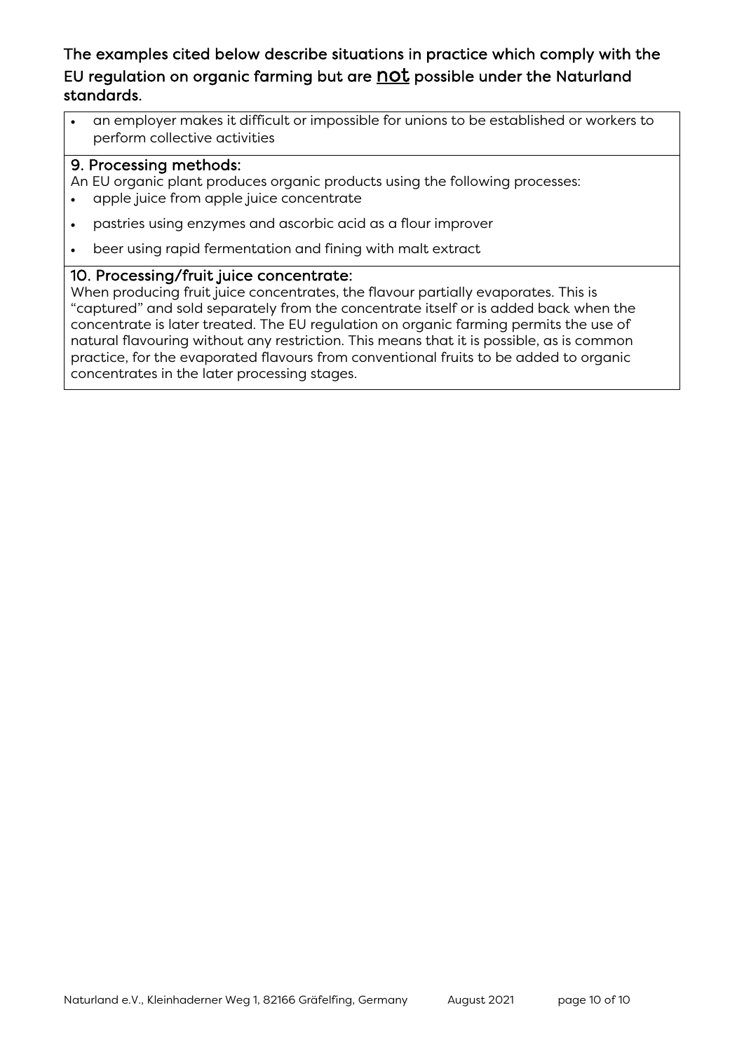## The examples cited below describe situations in practice which comply with the EU regulation on organic farming but are <u>**not**</u> possible under the Naturland standards.

- an employer makes it difficult or impossible for unions to be established or workers to perform collective activities

### 9. Processing methods:

An EU organic plant produces organic products using the following processes:

- apple juice from apple juice concentrate
- pastries using enzymes and ascorbic acid as a flour improver
- beer using rapid fermentation and fining with malt extract

### 10. Processing/fruit juice concentrate:

When producing fruit juice concentrates, the flavour partially evaporates. This is "captured" and sold separately from the concentrate itself or is added back when the concentrate is later treated. The EU regulation on organic farming permits the use of natural flavouring without any restriction. This means that it is possible, as is common practice, for the evaporated flavours from conventional fruits to be added to organic concentrates in the later processing stages.